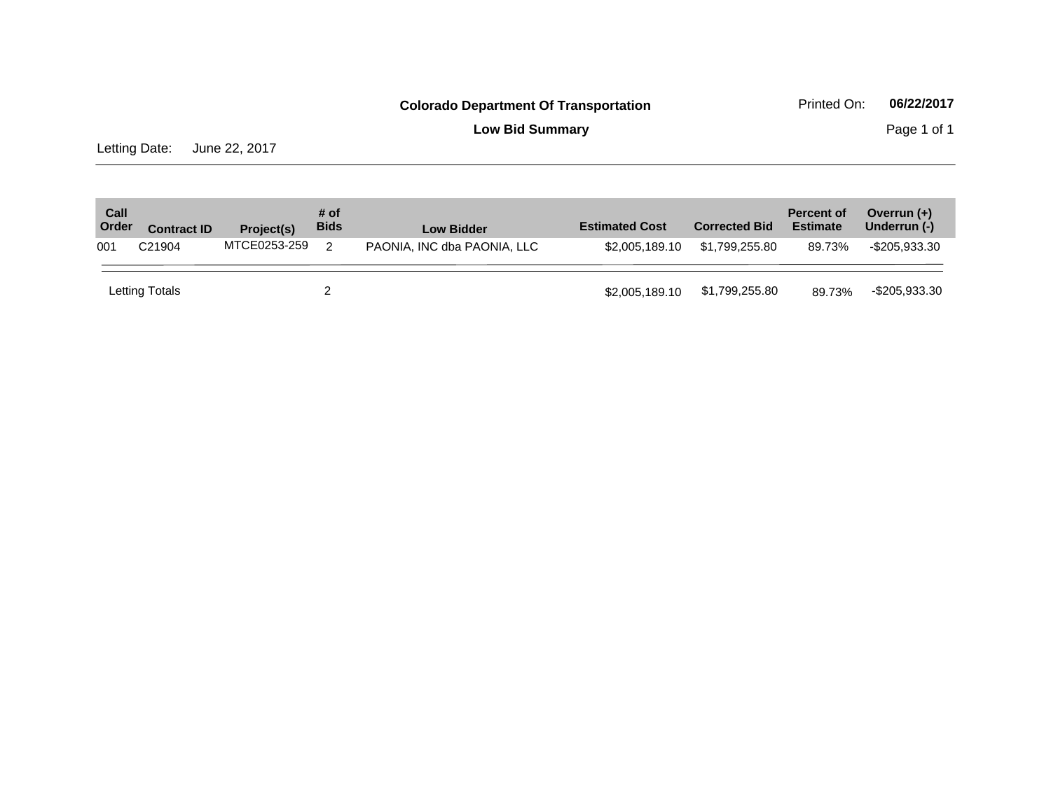**Colorado Department Of Transportation**

**Low Bid Summary**

Printed On: **06/22/2017**

Letting Date: June 22, 2017

| Call Order | Contract ID | Project(s) | # of Bids | Low Bidder | Estimated Cost | Corrected Bid | Percent of Estimate | Overrun (+) Underrun (-) |
|---|---|---|---|---|---|---|---|---|
| 001 | C21904 | MTCE0253-259 | 2 | PAONIA, INC dba PAONIA, LLC | $2,005,189.10 | $1,799,255.80 | 89.73% | -$205,933.30 |
| Letting Totals | | | 2 | | $2,005,189.10 | $1,799,255.80 | 89.73% | -$205,933.30 |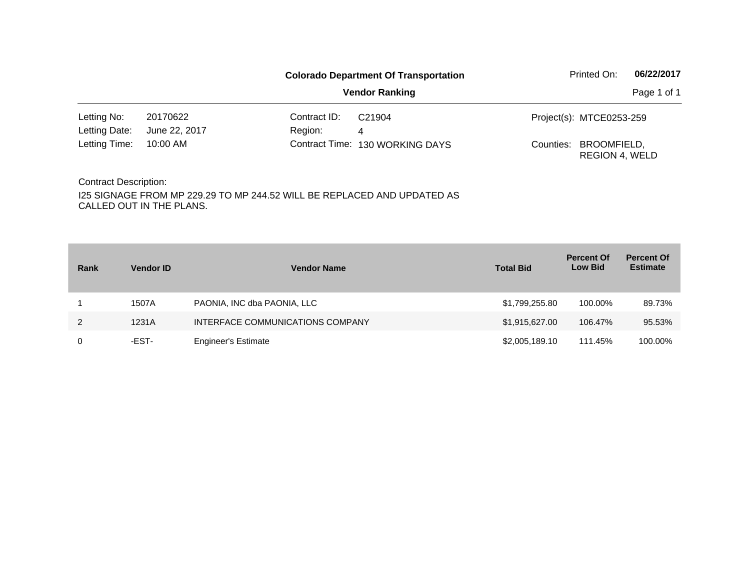**Colorado Department Of Transportation**

**Vendor Ranking**

Printed On: **06/22/2017**

| | | | | | |
|---|---|---|---|---|---|
| Letting No: | 20170622 | Contract ID: | C21904 | Project(s): | MTCE0253-259 |
| Letting Date: | June 22, 2017 | Region: | 4 | | |
| Letting Time: | 10:00 AM | Contract Time: | 130 WORKING DAYS | Counties: | BROOMFIELD, REGION 4, WELD |

Contract Description:

I25 SIGNAGE FROM MP 229.29 TO MP 244.52 WILL BE REPLACED AND UPDATED AS CALLED OUT IN THE PLANS.

| Rank | Vendor ID | Vendor Name | Total Bid | Percent Of Low Bid | Percent Of Estimate |
|---|---|---|---|---|---|
| 1 | 1507A | PAONIA, INC dba PAONIA, LLC | $1,799,255.80 | 100.00% | 89.73% |
| 2 | 1231A | INTERFACE COMMUNICATIONS COMPANY | $1,915,627.00 | 106.47% | 95.53% |
| 0 | -EST- | Engineer's Estimate | $2,005,189.10 | 111.45% | 100.00% |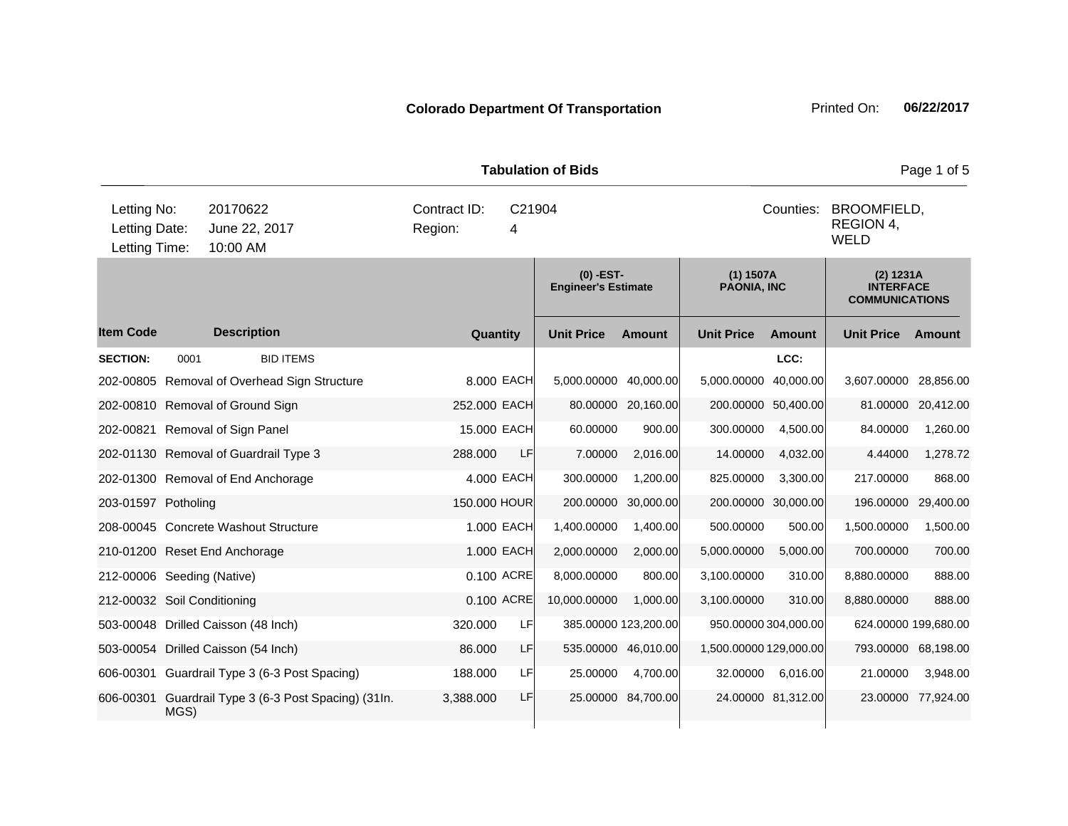**Colorado Department Of Transportation**

Printed On: **06/22/2017**

**Tabulation of Bids**

| | | | | |
|---|---|---|---|---|
| Letting No: | 20170622 | Contract ID: | C21904 | Counties: BROOMFIELD, REGION 4, WELD |
| Letting Date: | June 22, 2017 | Region: | 4 | |
| Letting Time: | 10:00 AM | | | |

| Item Code | Description | Quantity | | (0) -EST- Engineer's Estimate | | (1) 1507A PAONIA, INC | | (2) 1231A INTERFACE COMMUNICATIONS | |
|---|---|---|---|---|---|---|---|---|---|
| | | | | Unit Price | Amount | Unit Price | Amount | Unit Price | Amount |
| **SECTION:** | 0001 BID ITEMS | | | | | | LCC: | | |
| 202-00805 | Removal of Overhead Sign Structure | 8.000 | EACH | 5,000.00000 | 40,000.00 | 5,000.00000 | 40,000.00 | 3,607.00000 | 28,856.00 |
| 202-00810 | Removal of Ground Sign | 252.000 | EACH | 80.00000 | 20,160.00 | 200.00000 | 50,400.00 | 81.00000 | 20,412.00 |
| 202-00821 | Removal of Sign Panel | 15.000 | EACH | 60.00000 | 900.00 | 300.00000 | 4,500.00 | 84.00000 | 1,260.00 |
| 202-01130 | Removal of Guardrail Type 3 | 288.000 | LF | 7.00000 | 2,016.00 | 14.00000 | 4,032.00 | 4.44000 | 1,278.72 |
| 202-01300 | Removal of End Anchorage | 4.000 | EACH | 300.00000 | 1,200.00 | 825.00000 | 3,300.00 | 217.00000 | 868.00 |
| 203-01597 | Potholing | 150.000 | HOUR | 200.00000 | 30,000.00 | 200.00000 | 30,000.00 | 196.00000 | 29,400.00 |
| 208-00045 | Concrete Washout Structure | 1.000 | EACH | 1,400.00000 | 1,400.00 | 500.00000 | 500.00 | 1,500.00000 | 1,500.00 |
| 210-01200 | Reset End Anchorage | 1.000 | EACH | 2,000.00000 | 2,000.00 | 5,000.00000 | 5,000.00 | 700.00000 | 700.00 |
| 212-00006 | Seeding (Native) | 0.100 | ACRE | 8,000.00000 | 800.00 | 3,100.00000 | 310.00 | 8,880.00000 | 888.00 |
| 212-00032 | Soil Conditioning | 0.100 | ACRE | 10,000.00000 | 1,000.00 | 3,100.00000 | 310.00 | 8,880.00000 | 888.00 |
| 503-00048 | Drilled Caisson (48 Inch) | 320.000 | LF | 385.00000 | 123,200.00 | 950.00000 | 304,000.00 | 624.00000 | 199,680.00 |
| 503-00054 | Drilled Caisson (54 Inch) | 86.000 | LF | 535.00000 | 46,010.00 | 1,500.00000 | 129,000.00 | 793.00000 | 68,198.00 |
| 606-00301 | Guardrail Type 3 (6-3 Post Spacing) | 188.000 | LF | 25.00000 | 4,700.00 | 32.00000 | 6,016.00 | 21.00000 | 3,948.00 |
| 606-00301 | Guardrail Type 3 (6-3 Post Spacing) (31In. MGS) | 3,388.000 | LF | 25.00000 | 84,700.00 | 24.00000 | 81,312.00 | 23.00000 | 77,924.00 |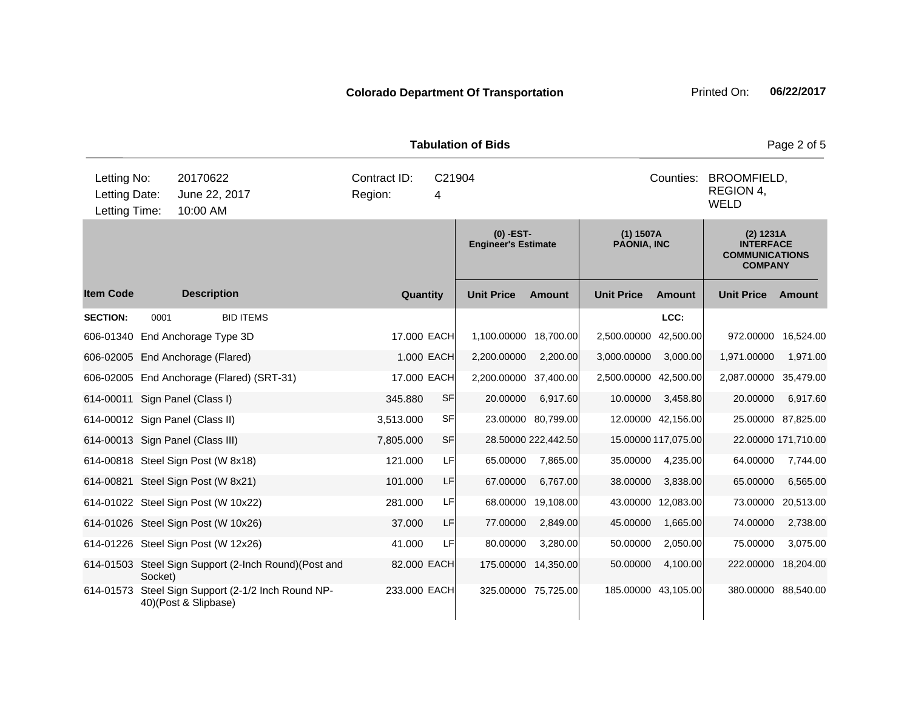**Colorado Department Of Transportation**

Printed On: **06/22/2017**

**Tabulation of Bids**

| | | | | | |
|---|---|---|---|---|---|
| Letting No: | 20170622 | Contract ID: | C21904 | Counties: | BROOMFIELD, REGION 4, WELD |
| Letting Date: | June 22, 2017 | Region: | 4 | | |
| Letting Time: | 10:00 AM | | | | |

| | | | | (0) -EST- Engineer's Estimate | | (1) 1507A PAONIA, INC | | (2) 1231A INTERFACE COMMUNICATIONS COMPANY | |
|---|---|---|---|---|---|---|---|---|---|
| **Item Code** | **Description** | **Quantity** | | **Unit Price** | **Amount** | **Unit Price** | **Amount** | **Unit Price** | **Amount** |
| **SECTION:** | 0001 BID ITEMS | | | | | | LCC: | | |
| 606-01340 | End Anchorage Type 3D | 17.000 | EACH | 1,100.00000 | 18,700.00 | 2,500.00000 | 42,500.00 | 972.00000 | 16,524.00 |
| 606-02005 | End Anchorage (Flared) | 1.000 | EACH | 2,200.00000 | 2,200.00 | 3,000.00000 | 3,000.00 | 1,971.00000 | 1,971.00 |
| 606-02005 | End Anchorage (Flared) (SRT-31) | 17.000 | EACH | 2,200.00000 | 37,400.00 | 2,500.00000 | 42,500.00 | 2,087.00000 | 35,479.00 |
| 614-00011 | Sign Panel (Class I) | 345.880 | SF | 20.00000 | 6,917.60 | 10.00000 | 3,458.80 | 20.00000 | 6,917.60 |
| 614-00012 | Sign Panel (Class II) | 3,513.000 | SF | 23.00000 | 80,799.00 | 12.00000 | 42,156.00 | 25.00000 | 87,825.00 |
| 614-00013 | Sign Panel (Class III) | 7,805.000 | SF | 28.50000 | 222,442.50 | 15.00000 | 117,075.00 | 22.00000 | 171,710.00 |
| 614-00818 | Steel Sign Post (W 8x18) | 121.000 | LF | 65.00000 | 7,865.00 | 35.00000 | 4,235.00 | 64.00000 | 7,744.00 |
| 614-00821 | Steel Sign Post (W 8x21) | 101.000 | LF | 67.00000 | 6,767.00 | 38.00000 | 3,838.00 | 65.00000 | 6,565.00 |
| 614-01022 | Steel Sign Post (W 10x22) | 281.000 | LF | 68.00000 | 19,108.00 | 43.00000 | 12,083.00 | 73.00000 | 20,513.00 |
| 614-01026 | Steel Sign Post (W 10x26) | 37.000 | LF | 77.00000 | 2,849.00 | 45.00000 | 1,665.00 | 74.00000 | 2,738.00 |
| 614-01226 | Steel Sign Post (W 12x26) | 41.000 | LF | 80.00000 | 3,280.00 | 50.00000 | 2,050.00 | 75.00000 | 3,075.00 |
| 614-01503 | Steel Sign Support (2-Inch Round)(Post and Socket) | 82.000 | EACH | 175.00000 | 14,350.00 | 50.00000 | 4,100.00 | 222.00000 | 18,204.00 |
| 614-01573 | Steel Sign Support (2-1/2 Inch Round NP-40)(Post & Slipbase) | 233.000 | EACH | 325.00000 | 75,725.00 | 185.00000 | 43,105.00 | 380.00000 | 88,540.00 |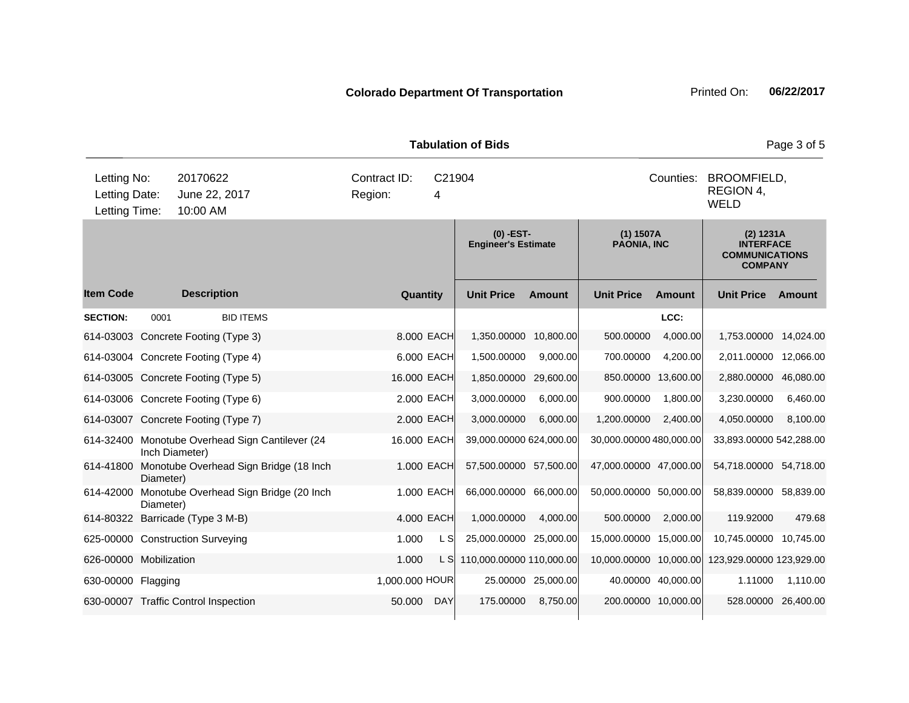**Colorado Department Of Transportation** Printed On: **06/22/2017**

**Tabulation of Bids**

| | | | | |
|---|---|---|---|---|
| Letting No: | 20170622 | Contract ID: | C21904 | Counties: BROOMFIELD, REGION 4, WELD |
| Letting Date: | June 22, 2017 | Region: | 4 | |
| Letting Time: | 10:00 AM | | | |

| Item Code | Description | Quantity | | (0) -EST- Engineer's Estimate | | (1) 1507A PAONIA, INC | | (2) 1231A INTERFACE COMMUNICATIONS COMPANY | |
|---|---|---|---|---|---|---|---|---|---|
| | | | | Unit Price | Amount | Unit Price | Amount | Unit Price | Amount |
| **SECTION:** | 0001 BID ITEMS | | | | | | LCC: | | |
| 614-03003 | Concrete Footing (Type 3) | 8.000 | EACH | 1,350.00000 | 10,800.00 | 500.00000 | 4,000.00 | 1,753.00000 | 14,024.00 |
| 614-03004 | Concrete Footing (Type 4) | 6.000 | EACH | 1,500.00000 | 9,000.00 | 700.00000 | 4,200.00 | 2,011.00000 | 12,066.00 |
| 614-03005 | Concrete Footing (Type 5) | 16.000 | EACH | 1,850.00000 | 29,600.00 | 850.00000 | 13,600.00 | 2,880.00000 | 46,080.00 |
| 614-03006 | Concrete Footing (Type 6) | 2.000 | EACH | 3,000.00000 | 6,000.00 | 900.00000 | 1,800.00 | 3,230.00000 | 6,460.00 |
| 614-03007 | Concrete Footing (Type 7) | 2.000 | EACH | 3,000.00000 | 6,000.00 | 1,200.00000 | 2,400.00 | 4,050.00000 | 8,100.00 |
| 614-32400 | Monotube Overhead Sign Cantilever (24 Inch Diameter) | 16.000 | EACH | 39,000.00000 | 624,000.00 | 30,000.00000 | 480,000.00 | 33,893.00000 | 542,288.00 |
| 614-41800 | Monotube Overhead Sign Bridge (18 Inch Diameter) | 1.000 | EACH | 57,500.00000 | 57,500.00 | 47,000.00000 | 47,000.00 | 54,718.00000 | 54,718.00 |
| 614-42000 | Monotube Overhead Sign Bridge (20 Inch Diameter) | 1.000 | EACH | 66,000.00000 | 66,000.00 | 50,000.00000 | 50,000.00 | 58,839.00000 | 58,839.00 |
| 614-80322 | Barricade (Type 3 M-B) | 4.000 | EACH | 1,000.00000 | 4,000.00 | 500.00000 | 2,000.00 | 119.92000 | 479.68 |
| 625-00000 | Construction Surveying | 1.000 | L S | 25,000.00000 | 25,000.00 | 15,000.00000 | 15,000.00 | 10,745.00000 | 10,745.00 |
| 626-00000 | Mobilization | 1.000 | L S | 110,000.00000 | 110,000.00 | 10,000.00000 | 10,000.00 | 123,929.00000 | 123,929.00 |
| 630-00000 | Flagging | 1,000.000 | HOUR | 25.00000 | 25,000.00 | 40.00000 | 40,000.00 | 1.11000 | 1,110.00 |
| 630-00007 | Traffic Control Inspection | 50.000 | DAY | 175.00000 | 8,750.00 | 200.00000 | 10,000.00 | 528.00000 | 26,400.00 |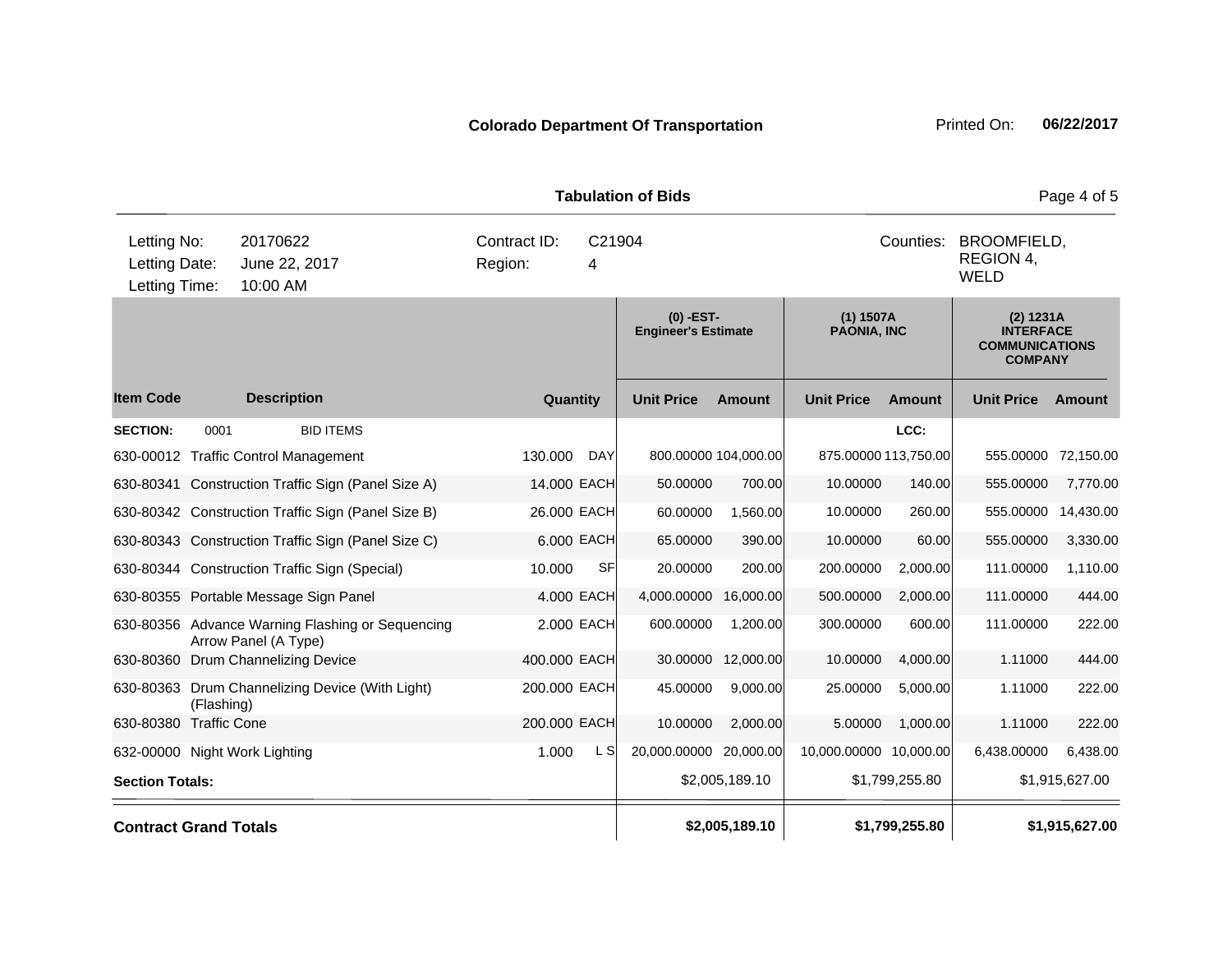**Colorado Department Of Transportation** Printed On: **06/22/2017**

**Tabulation of Bids**

| | | | |
|---|---|---|---|
| Letting No: | 20170622 | Contract ID: | C21904 |
| Letting Date: | June 22, 2017 | Region: | 4 |
| Letting Time: | 10:00 AM | Counties: | BROOMFIELD, REGION 4, WELD |

| Item Code | Description | Quantity | | (0) -EST- Engineer's Estimate | | (1) 1507A PAONIA, INC | | (2) 1231A INTERFACE COMMUNICATIONS COMPANY | |
|---|---|---|---|---|---|---|---|---|---|
| | | | | Unit Price | Amount | Unit Price | Amount | Unit Price | Amount |
| **SECTION:** 0001 | BID ITEMS | | | | | | LCC: | | |
| 630-00012 | Traffic Control Management | 130.000 | DAY | 800.00000 | 104,000.00 | 875.00000 | 113,750.00 | 555.00000 | 72,150.00 |
| 630-80341 | Construction Traffic Sign (Panel Size A) | 14.000 | EACH | 50.00000 | 700.00 | 10.00000 | 140.00 | 555.00000 | 7,770.00 |
| 630-80342 | Construction Traffic Sign (Panel Size B) | 26.000 | EACH | 60.00000 | 1,560.00 | 10.00000 | 260.00 | 555.00000 | 14,430.00 |
| 630-80343 | Construction Traffic Sign (Panel Size C) | 6.000 | EACH | 65.00000 | 390.00 | 10.00000 | 60.00 | 555.00000 | 3,330.00 |
| 630-80344 | Construction Traffic Sign (Special) | 10.000 | SF | 20.00000 | 200.00 | 200.00000 | 2,000.00 | 111.00000 | 1,110.00 |
| 630-80355 | Portable Message Sign Panel | 4.000 | EACH | 4,000.00000 | 16,000.00 | 500.00000 | 2,000.00 | 111.00000 | 444.00 |
| 630-80356 | Advance Warning Flashing or Sequencing Arrow Panel (A Type) | 2.000 | EACH | 600.00000 | 1,200.00 | 300.00000 | 600.00 | 111.00000 | 222.00 |
| 630-80360 | Drum Channelizing Device | 400.000 | EACH | 30.00000 | 12,000.00 | 10.00000 | 4,000.00 | 1.11000 | 444.00 |
| 630-80363 | Drum Channelizing Device (With Light) (Flashing) | 200.000 | EACH | 45.00000 | 9,000.00 | 25.00000 | 5,000.00 | 1.11000 | 222.00 |
| 630-80380 | Traffic Cone | 200.000 | EACH | 10.00000 | 2,000.00 | 5.00000 | 1,000.00 | 1.11000 | 222.00 |
| 632-00000 | Night Work Lighting | 1.000 | L S | 20,000.00000 | 20,000.00 | 10,000.00000 | 10,000.00 | 6,438.00000 | 6,438.00 |
| **Section Totals:** | | | | | $2,005,189.10 | | $1,799,255.80 | | $1,915,627.00 |
| **Contract Grand Totals** | | | | | **$2,005,189.10** | | **$1,799,255.80** | | **$1,915,627.00** |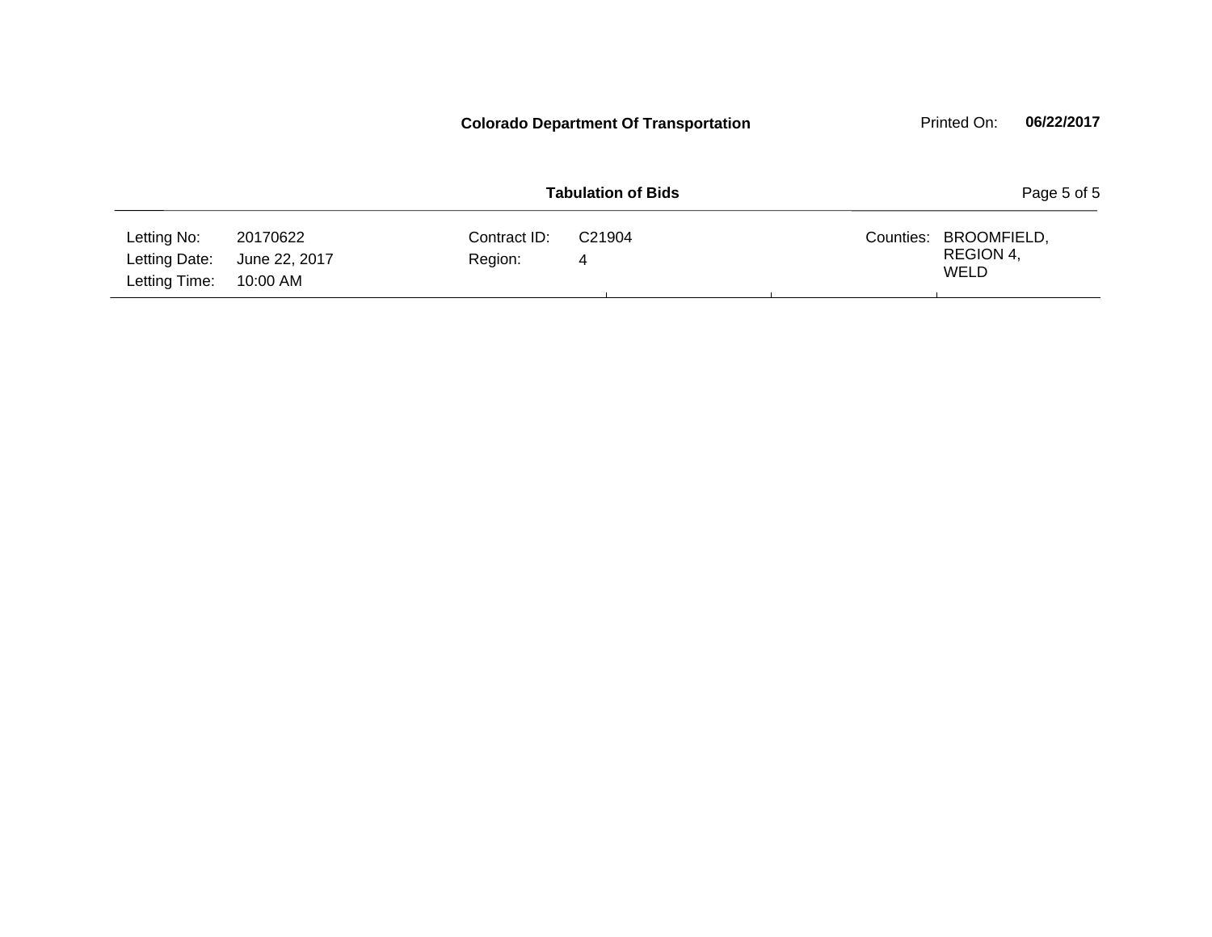**Colorado Department Of Transportation** Printed On: **06/22/2017**

**Tabulation of Bids**

| Letting No: | 20170622 | Contract ID: | C21904 | Counties: | BROOMFIELD, REGION 4, WELD |
|---|---|---|---|---|---|
| Letting Date: | June 22, 2017 | Region: | 4 | | |
| Letting Time: | 10:00 AM | | | | |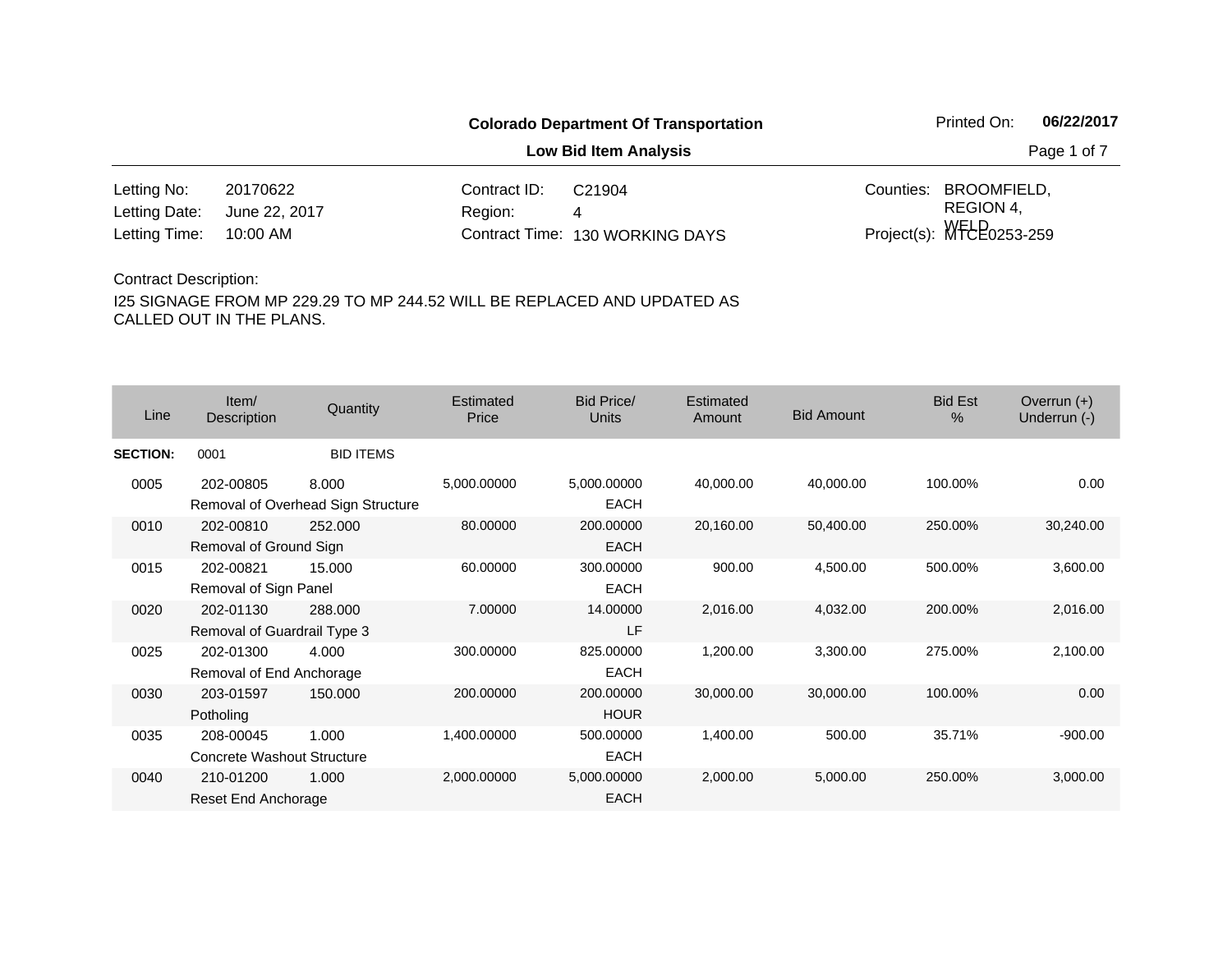**Colorado Department Of Transportation**

**Low Bid Item Analysis**

Printed On: **06/22/2017**

| | | | | | |
|---|---|---|---|---|---|
| Letting No: | 20170622 | Contract ID: | C21904 | Counties: | BROOMFIELD, REGION 4, WELD |
| Letting Date: | June 22, 2017 | Region: | 4 | | |
| Letting Time: | 10:00 AM | Contract Time: | 130 WORKING DAYS | Project(s): | MTCE0253-259 |

Contract Description:

I25 SIGNAGE FROM MP 229.29 TO MP 244.52 WILL BE REPLACED AND UPDATED AS CALLED OUT IN THE PLANS.

| Line | Item/ Description | Quantity | Estimated Price | Bid Price/ Units | Estimated Amount | Bid Amount | Bid Est % | Overrun (+) Underrun (-) |
|---|---|---|---|---|---|---|---|---|
| **SECTION:** | 0001 | BID ITEMS | | | | | | |
| 0005 | 202-00805 Removal of Overhead Sign Structure | 8.000 | 5,000.00000 | 5,000.00000 EACH | 40,000.00 | 40,000.00 | 100.00% | 0.00 |
| 0010 | 202-00810 Removal of Ground Sign | 252.000 | 80.00000 | 200.00000 EACH | 20,160.00 | 50,400.00 | 250.00% | 30,240.00 |
| 0015 | 202-00821 Removal of Sign Panel | 15.000 | 60.00000 | 300.00000 EACH | 900.00 | 4,500.00 | 500.00% | 3,600.00 |
| 0020 | 202-01130 Removal of Guardrail Type 3 | 288.000 | 7.00000 | 14.00000 LF | 2,016.00 | 4,032.00 | 200.00% | 2,016.00 |
| 0025 | 202-01300 Removal of End Anchorage | 4.000 | 300.00000 | 825.00000 EACH | 1,200.00 | 3,300.00 | 275.00% | 2,100.00 |
| 0030 | 203-01597 Potholing | 150.000 | 200.00000 | 200.00000 HOUR | 30,000.00 | 30,000.00 | 100.00% | 0.00 |
| 0035 | 208-00045 Concrete Washout Structure | 1.000 | 1,400.00000 | 500.00000 EACH | 1,400.00 | 500.00 | 35.71% | -900.00 |
| 0040 | 210-01200 Reset End Anchorage | 1.000 | 2,000.00000 | 5,000.00000 EACH | 2,000.00 | 5,000.00 | 250.00% | 3,000.00 |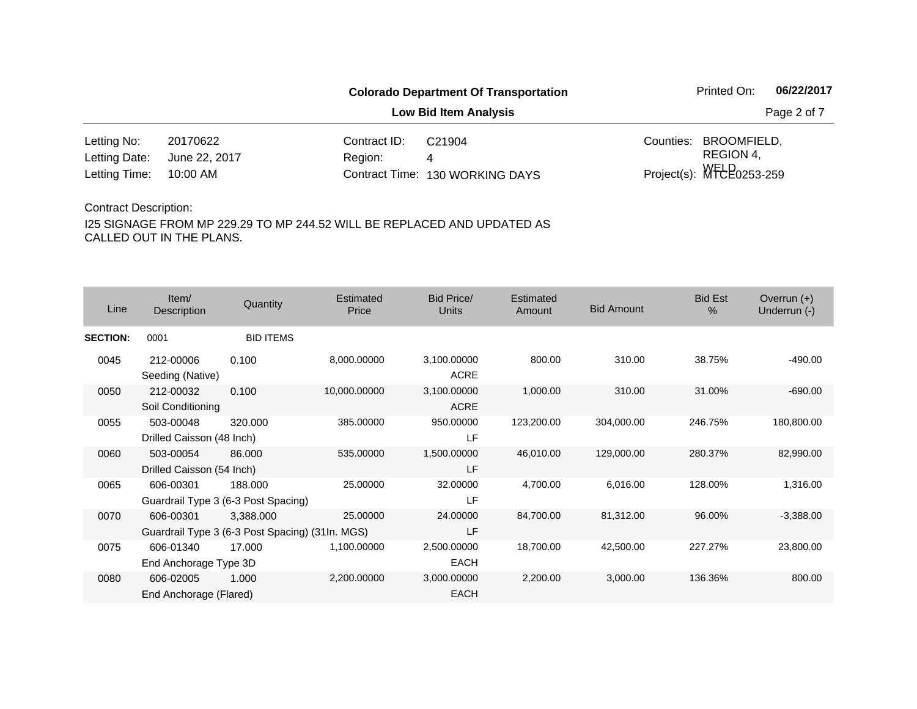**Colorado Department Of Transportation**

Printed On: **06/22/2017**

**Low Bid Item Analysis**

| | | | | | |
|---|---|---|---|---|---|
| Letting No: | 20170622 | Contract ID: | C21904 | Counties: | BROOMFIELD, REGION 4, WELD |
| Letting Date: | June 22, 2017 | Region: | 4 | | |
| Letting Time: | 10:00 AM | Contract Time: | 130 WORKING DAYS | Project(s): | MTCE0253-259 |

Contract Description:

I25 SIGNAGE FROM MP 229.29 TO MP 244.52 WILL BE REPLACED AND UPDATED AS CALLED OUT IN THE PLANS.

| Line | Item/ Description | Quantity | Estimated Price | Bid Price/ Units | Estimated Amount | Bid Amount | Bid Est % | Overrun (+) Underrun (-) |
|---|---|---|---|---|---|---|---|---|
| **SECTION:** | 0001 | BID ITEMS | | | | | | |
| 0045 | 212-00006 Seeding (Native) | 0.100 | 8,000.00000 | 3,100.00000 ACRE | 800.00 | 310.00 | 38.75% | -490.00 |
| 0050 | 212-00032 Soil Conditioning | 0.100 | 10,000.00000 | 3,100.00000 ACRE | 1,000.00 | 310.00 | 31.00% | -690.00 |
| 0055 | 503-00048 Drilled Caisson (48 Inch) | 320.000 | 385.00000 | 950.00000 LF | 123,200.00 | 304,000.00 | 246.75% | 180,800.00 |
| 0060 | 503-00054 Drilled Caisson (54 Inch) | 86.000 | 535.00000 | 1,500.00000 LF | 46,010.00 | 129,000.00 | 280.37% | 82,990.00 |
| 0065 | 606-00301 Guardrail Type 3 (6-3 Post Spacing) | 188.000 | 25.00000 | 32.00000 LF | 4,700.00 | 6,016.00 | 128.00% | 1,316.00 |
| 0070 | 606-00301 Guardrail Type 3 (6-3 Post Spacing) (31In. MGS) | 3,388.000 | 25.00000 | 24.00000 LF | 84,700.00 | 81,312.00 | 96.00% | -3,388.00 |
| 0075 | 606-01340 End Anchorage Type 3D | 17.000 | 1,100.00000 | 2,500.00000 EACH | 18,700.00 | 42,500.00 | 227.27% | 23,800.00 |
| 0080 | 606-02005 End Anchorage (Flared) | 1.000 | 2,200.00000 | 3,000.00000 EACH | 2,200.00 | 3,000.00 | 136.36% | 800.00 |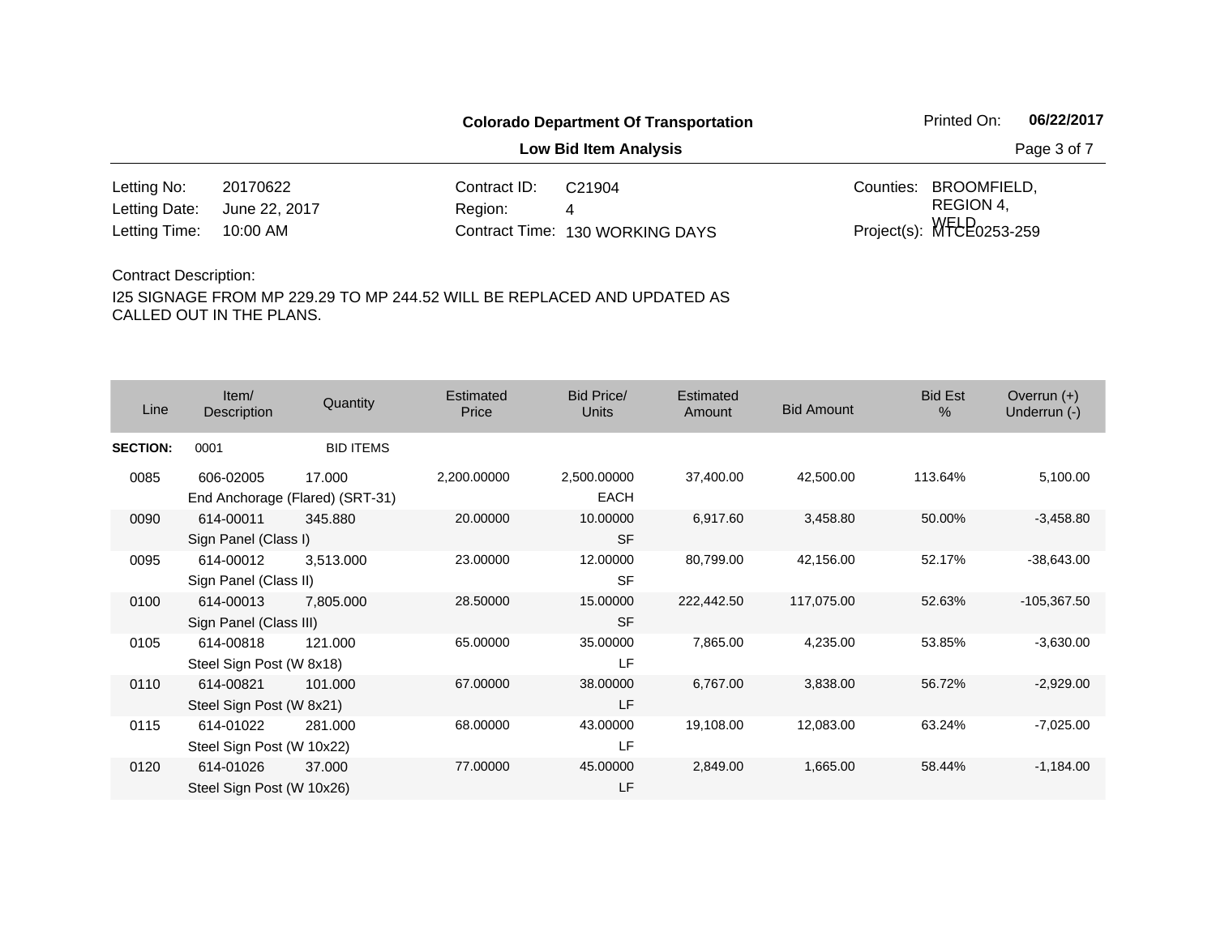**Colorado Department Of Transportation**

**Low Bid Item Analysis**

Printed On: **06/22/2017**

| | | | | | |
|---|---|---|---|---|---|
| Letting No: | 20170622 | Contract ID: | C21904 | Counties: | BROOMFIELD, REGION 4, WELD |
| Letting Date: | June 22, 2017 | Region: | 4 | | |
| Letting Time: | 10:00 AM | Contract Time: | 130 WORKING DAYS | Project(s): | MTCE0253-259 |

Contract Description:

I25 SIGNAGE FROM MP 229.29 TO MP 244.52 WILL BE REPLACED AND UPDATED AS CALLED OUT IN THE PLANS.

| Line | Item/ Description | Quantity | Estimated Price | Bid Price/ Units | Estimated Amount | Bid Amount | Bid Est % | Overrun (+) Underrun (-) |
|---|---|---|---|---|---|---|---|---|
| **SECTION:** | 0001 | BID ITEMS | | | | | | |
| 0085 | 606-02005 End Anchorage (Flared) (SRT-31) | 17.000 | 2,200.00000 | 2,500.00000 EACH | 37,400.00 | 42,500.00 | 113.64% | 5,100.00 |
| 0090 | 614-00011 Sign Panel (Class I) | 345.880 | 20.00000 | 10.00000 SF | 6,917.60 | 3,458.80 | 50.00% | -3,458.80 |
| 0095 | 614-00012 Sign Panel (Class II) | 3,513.000 | 23.00000 | 12.00000 SF | 80,799.00 | 42,156.00 | 52.17% | -38,643.00 |
| 0100 | 614-00013 Sign Panel (Class III) | 7,805.000 | 28.50000 | 15.00000 SF | 222,442.50 | 117,075.00 | 52.63% | -105,367.50 |
| 0105 | 614-00818 Steel Sign Post (W 8x18) | 121.000 | 65.00000 | 35.00000 LF | 7,865.00 | 4,235.00 | 53.85% | -3,630.00 |
| 0110 | 614-00821 Steel Sign Post (W 8x21) | 101.000 | 67.00000 | 38.00000 LF | 6,767.00 | 3,838.00 | 56.72% | -2,929.00 |
| 0115 | 614-01022 Steel Sign Post (W 10x22) | 281.000 | 68.00000 | 43.00000 LF | 19,108.00 | 12,083.00 | 63.24% | -7,025.00 |
| 0120 | 614-01026 Steel Sign Post (W 10x26) | 37.000 | 77.00000 | 45.00000 LF | 2,849.00 | 1,665.00 | 58.44% | -1,184.00 |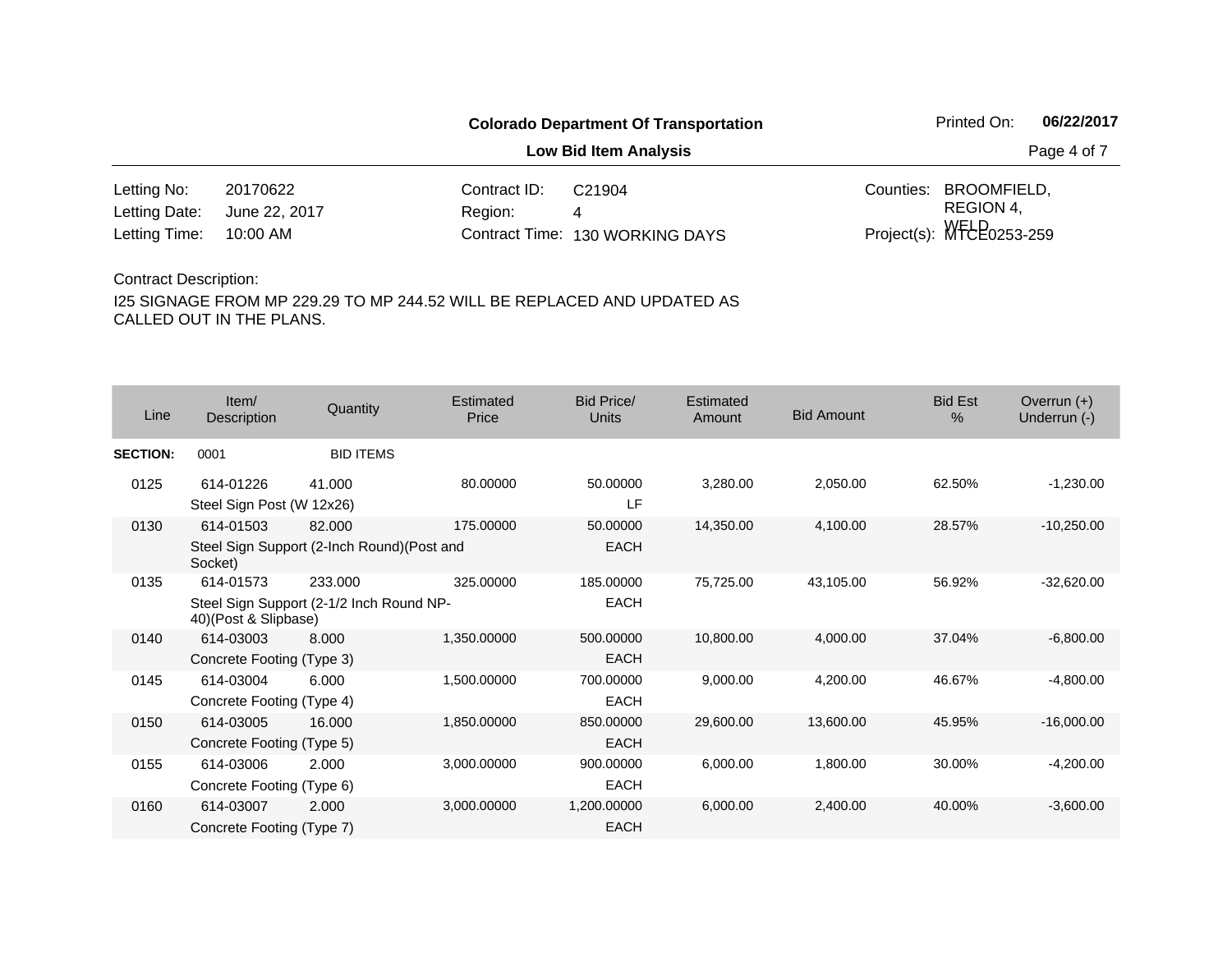**Colorado Department Of Transportation**

**Low Bid Item Analysis**

Printed On: **06/22/2017**

| | | | | | |
|---|---|---|---|---|---|
| Letting No: | 20170622 | Contract ID: | C21904 | Counties: | BROOMFIELD, REGION 4, WELD |
| Letting Date: | June 22, 2017 | Region: | 4 | | |
| Letting Time: | 10:00 AM | Contract Time: | 130 WORKING DAYS | Project(s): | MTCE0253-259 |

Contract Description:

I25 SIGNAGE FROM MP 229.29 TO MP 244.52 WILL BE REPLACED AND UPDATED AS CALLED OUT IN THE PLANS.

| Line | Item/ Description | Quantity | Estimated Price | Bid Price/ Units | Estimated Amount | Bid Amount | Bid Est % | Overrun (+) Underrun (-) |
|---|---|---|---|---|---|---|---|---|
| **SECTION:** | 0001 | BID ITEMS | | | | | | |
| 0125 | 614-01226 Steel Sign Post (W 12x26) | 41.000 | 80.00000 | 50.00000 LF | 3,280.00 | 2,050.00 | 62.50% | -1,230.00 |
| 0130 | 614-01503 Steel Sign Support (2-Inch Round)(Post and Socket) | 82.000 | 175.00000 | 50.00000 EACH | 14,350.00 | 4,100.00 | 28.57% | -10,250.00 |
| 0135 | 614-01573 Steel Sign Support (2-1/2 Inch Round NP-40)(Post & Slipbase) | 233.000 | 325.00000 | 185.00000 EACH | 75,725.00 | 43,105.00 | 56.92% | -32,620.00 |
| 0140 | 614-03003 Concrete Footing (Type 3) | 8.000 | 1,350.00000 | 500.00000 EACH | 10,800.00 | 4,000.00 | 37.04% | -6,800.00 |
| 0145 | 614-03004 Concrete Footing (Type 4) | 6.000 | 1,500.00000 | 700.00000 EACH | 9,000.00 | 4,200.00 | 46.67% | -4,800.00 |
| 0150 | 614-03005 Concrete Footing (Type 5) | 16.000 | 1,850.00000 | 850.00000 EACH | 29,600.00 | 13,600.00 | 45.95% | -16,000.00 |
| 0155 | 614-03006 Concrete Footing (Type 6) | 2.000 | 3,000.00000 | 900.00000 EACH | 6,000.00 | 1,800.00 | 30.00% | -4,200.00 |
| 0160 | 614-03007 Concrete Footing (Type 7) | 2.000 | 3,000.00000 | 1,200.00000 EACH | 6,000.00 | 2,400.00 | 40.00% | -3,600.00 |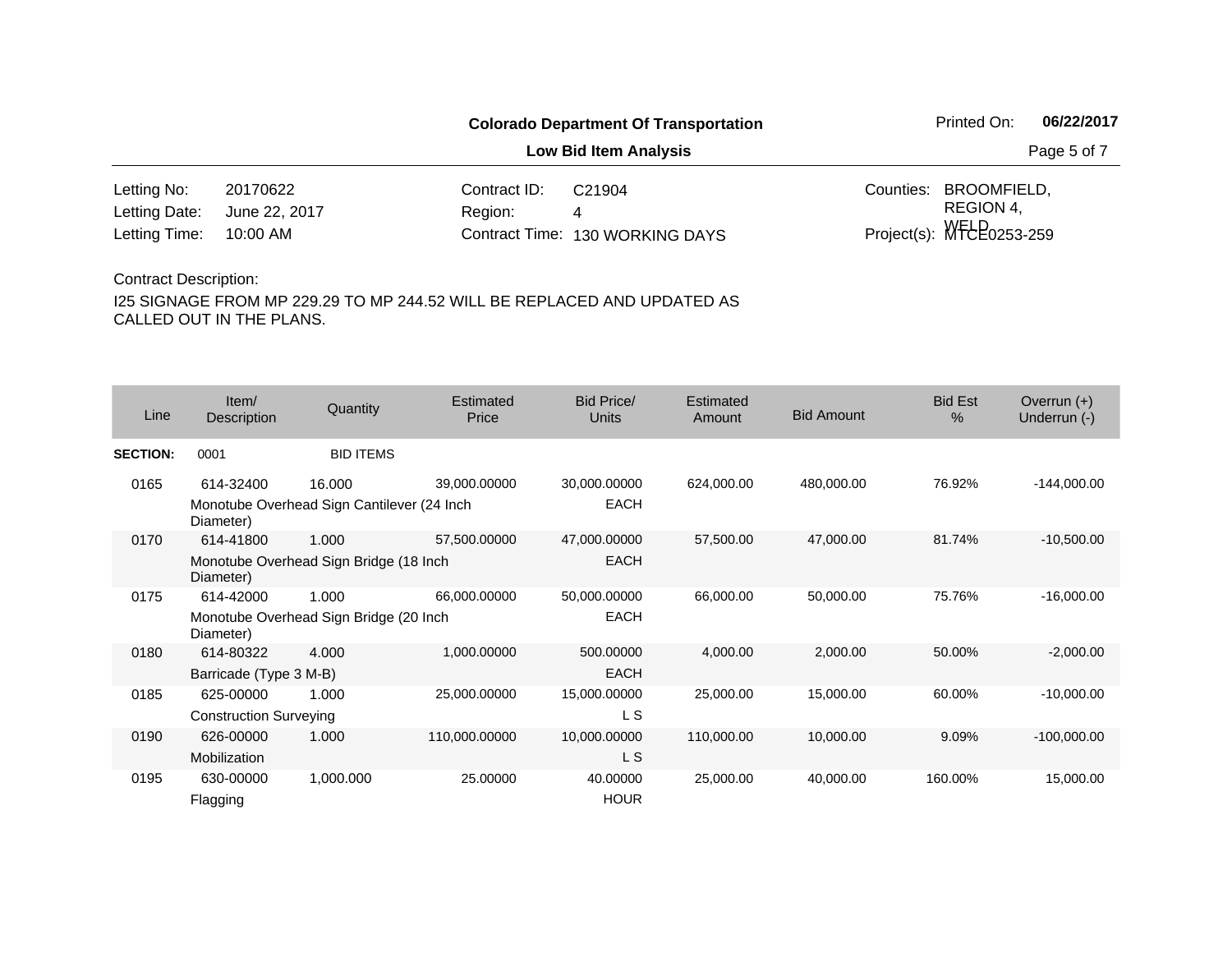**Colorado Department Of Transportation**

**Low Bid Item Analysis**

Printed On: **06/22/2017**

| | | | | | |
|---|---|---|---|---|---|
| Letting No: | 20170622 | Contract ID: | C21904 | Counties: | BROOMFIELD, REGION 4, WELD |
| Letting Date: | June 22, 2017 | Region: | 4 | | |
| Letting Time: | 10:00 AM | Contract Time: | 130 WORKING DAYS | Project(s): | MTCE0253-259 |

Contract Description:

I25 SIGNAGE FROM MP 229.29 TO MP 244.52 WILL BE REPLACED AND UPDATED AS CALLED OUT IN THE PLANS.

| Line | Item/ Description | Quantity | Estimated Price | Bid Price/ Units | Estimated Amount | Bid Amount | Bid Est % | Overrun (+) Underrun (-) |
|---|---|---|---|---|---|---|---|---|
| **SECTION:** | 0001 | BID ITEMS | | | | | | |
| 0165 | 614-32400 Monotube Overhead Sign Cantilever (24 Inch Diameter) | 16.000 | 39,000.00000 | 30,000.00000 EACH | 624,000.00 | 480,000.00 | 76.92% | -144,000.00 |
| 0170 | 614-41800 Monotube Overhead Sign Bridge (18 Inch Diameter) | 1.000 | 57,500.00000 | 47,000.00000 EACH | 57,500.00 | 47,000.00 | 81.74% | -10,500.00 |
| 0175 | 614-42000 Monotube Overhead Sign Bridge (20 Inch Diameter) | 1.000 | 66,000.00000 | 50,000.00000 EACH | 66,000.00 | 50,000.00 | 75.76% | -16,000.00 |
| 0180 | 614-80322 Barricade (Type 3 M-B) | 4.000 | 1,000.00000 | 500.00000 EACH | 4,000.00 | 2,000.00 | 50.00% | -2,000.00 |
| 0185 | 625-00000 Construction Surveying | 1.000 | 25,000.00000 | 15,000.00000 L S | 25,000.00 | 15,000.00 | 60.00% | -10,000.00 |
| 0190 | 626-00000 Mobilization | 1.000 | 110,000.00000 | 10,000.00000 L S | 110,000.00 | 10,000.00 | 9.09% | -100,000.00 |
| 0195 | 630-00000 Flagging | 1,000.000 | 25.00000 | 40.00000 HOUR | 25,000.00 | 40,000.00 | 160.00% | 15,000.00 |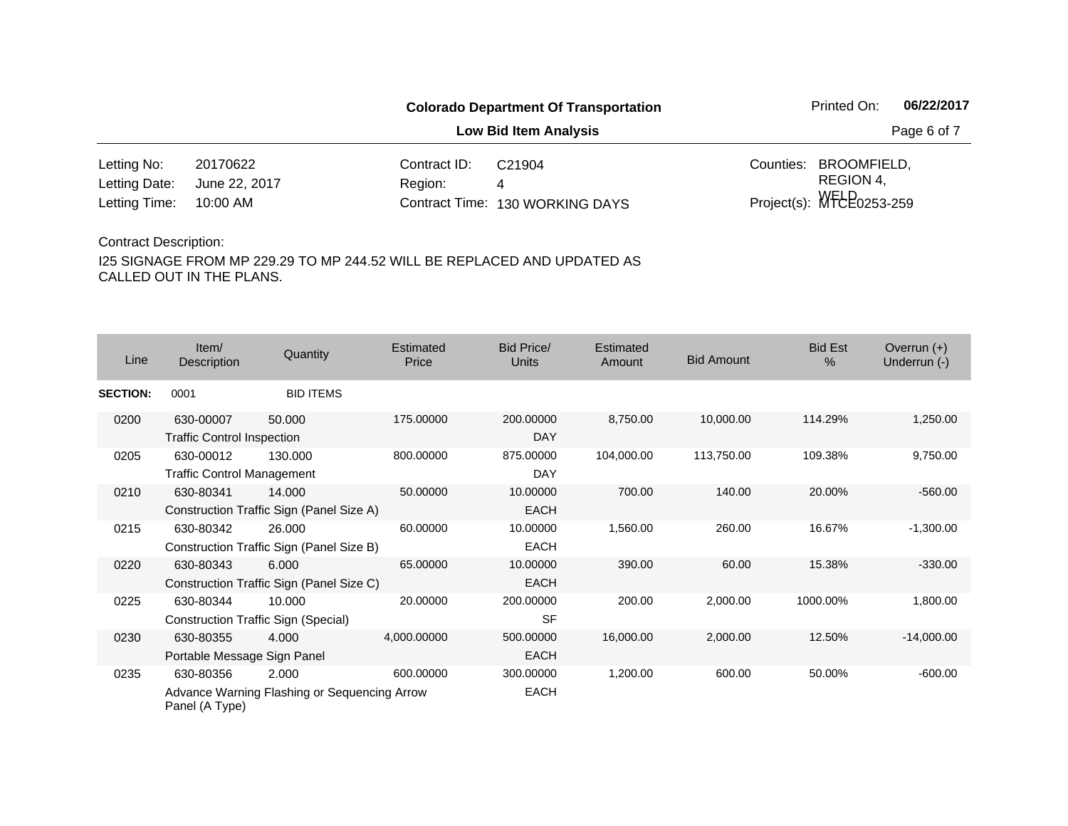**Colorado Department Of Transportation**

**Low Bid Item Analysis**

Printed On: **06/22/2017**

| | | | | | |
|---|---|---|---|---|---|
| Letting No: | 20170622 | Contract ID: | C21904 | Counties: | BROOMFIELD, REGION 4, WELD |
| Letting Date: | June 22, 2017 | Region: | 4 | | |
| Letting Time: | 10:00 AM | Contract Time: | 130 WORKING DAYS | Project(s): | MTCE0253-259 |

Contract Description:

I25 SIGNAGE FROM MP 229.29 TO MP 244.52 WILL BE REPLACED AND UPDATED AS CALLED OUT IN THE PLANS.

| Line | Item/ Description | Quantity | Estimated Price | Bid Price/ Units | Estimated Amount | Bid Amount | Bid Est % | Overrun (+) Underrun (-) |
|---|---|---|---|---|---|---|---|---|
| **SECTION:** | 0001 | BID ITEMS | | | | | | |
| 0200 | 630-00007 Traffic Control Inspection | 50.000 | 175.00000 | 200.00000 DAY | 8,750.00 | 10,000.00 | 114.29% | 1,250.00 |
| 0205 | 630-00012 Traffic Control Management | 130.000 | 800.00000 | 875.00000 DAY | 104,000.00 | 113,750.00 | 109.38% | 9,750.00 |
| 0210 | 630-80341 Construction Traffic Sign (Panel Size A) | 14.000 | 50.00000 | 10.00000 EACH | 700.00 | 140.00 | 20.00% | -560.00 |
| 0215 | 630-80342 Construction Traffic Sign (Panel Size B) | 26.000 | 60.00000 | 10.00000 EACH | 1,560.00 | 260.00 | 16.67% | -1,300.00 |
| 0220 | 630-80343 Construction Traffic Sign (Panel Size C) | 6.000 | 65.00000 | 10.00000 EACH | 390.00 | 60.00 | 15.38% | -330.00 |
| 0225 | 630-80344 Construction Traffic Sign (Special) | 10.000 | 20.00000 | 200.00000 SF | 200.00 | 2,000.00 | 1000.00% | 1,800.00 |
| 0230 | 630-80355 Portable Message Sign Panel | 4.000 | 4,000.00000 | 500.00000 EACH | 16,000.00 | 2,000.00 | 12.50% | -14,000.00 |
| 0235 | 630-80356 Advance Warning Flashing or Sequencing Arrow Panel (A Type) | 2.000 | 600.00000 | 300.00000 EACH | 1,200.00 | 600.00 | 50.00% | -600.00 |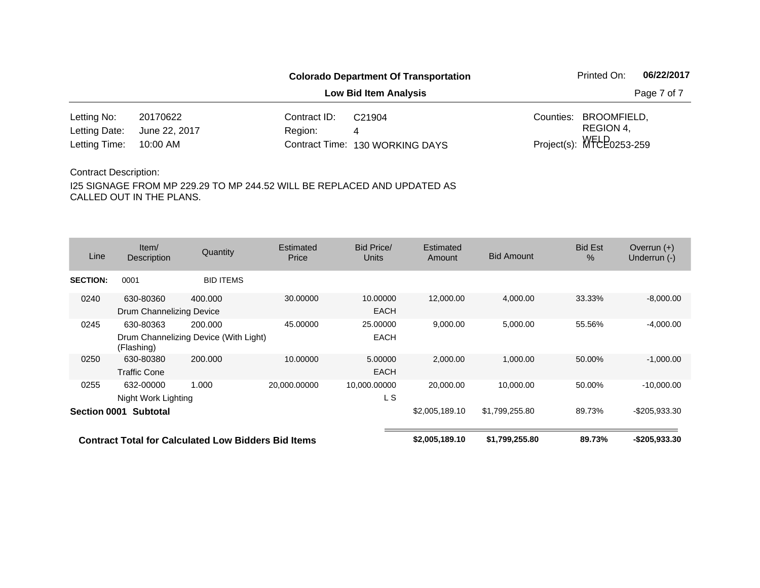**Colorado Department Of Transportation**

**Low Bid Item Analysis**

Printed On: **06/22/2017**

| | | | | | |
|---|---|---|---|---|---|
| Letting No: | 20170622 | Contract ID: | C21904 | Counties: | BROOMFIELD, REGION 4, WELD |
| Letting Date: | June 22, 2017 | Region: | 4 | | |
| Letting Time: | 10:00 AM | Contract Time: | 130 WORKING DAYS | Project(s): | MTCE0253-259 |

Contract Description:

I25 SIGNAGE FROM MP 229.29 TO MP 244.52 WILL BE REPLACED AND UPDATED AS CALLED OUT IN THE PLANS.

| Line | Item/ Description | Quantity | Estimated Price | Bid Price/ Units | Estimated Amount | Bid Amount | Bid Est % | Overrun (+) Underrun (-) |
|---|---|---|---|---|---|---|---|---|
| **SECTION:** | 0001 | BID ITEMS | | | | | | |
| 0240 | 630-80360 Drum Channelizing Device | 400.000 | 30.00000 | 10.00000 EACH | 12,000.00 | 4,000.00 | 33.33% | -8,000.00 |
| 0245 | 630-80363 Drum Channelizing Device (With Light) (Flashing) | 200.000 | 45.00000 | 25.00000 EACH | 9,000.00 | 5,000.00 | 55.56% | -4,000.00 |
| 0250 | 630-80380 Traffic Cone | 200.000 | 10.00000 | 5.00000 EACH | 2,000.00 | 1,000.00 | 50.00% | -1,000.00 |
| 0255 | 632-00000 Night Work Lighting | 1.000 | 20,000.00000 | 10,000.00000 L S | 20,000.00 | 10,000.00 | 50.00% | -10,000.00 |
| **Section 0001 Subtotal** | | | | | $2,005,189.10 | $1,799,255.80 | 89.73% | -$205,933.30 |
| **Contract Total for Calculated Low Bidders Bid Items** | | | | | **$2,005,189.10** | **$1,799,255.80** | **89.73%** | **-$205,933.30** |